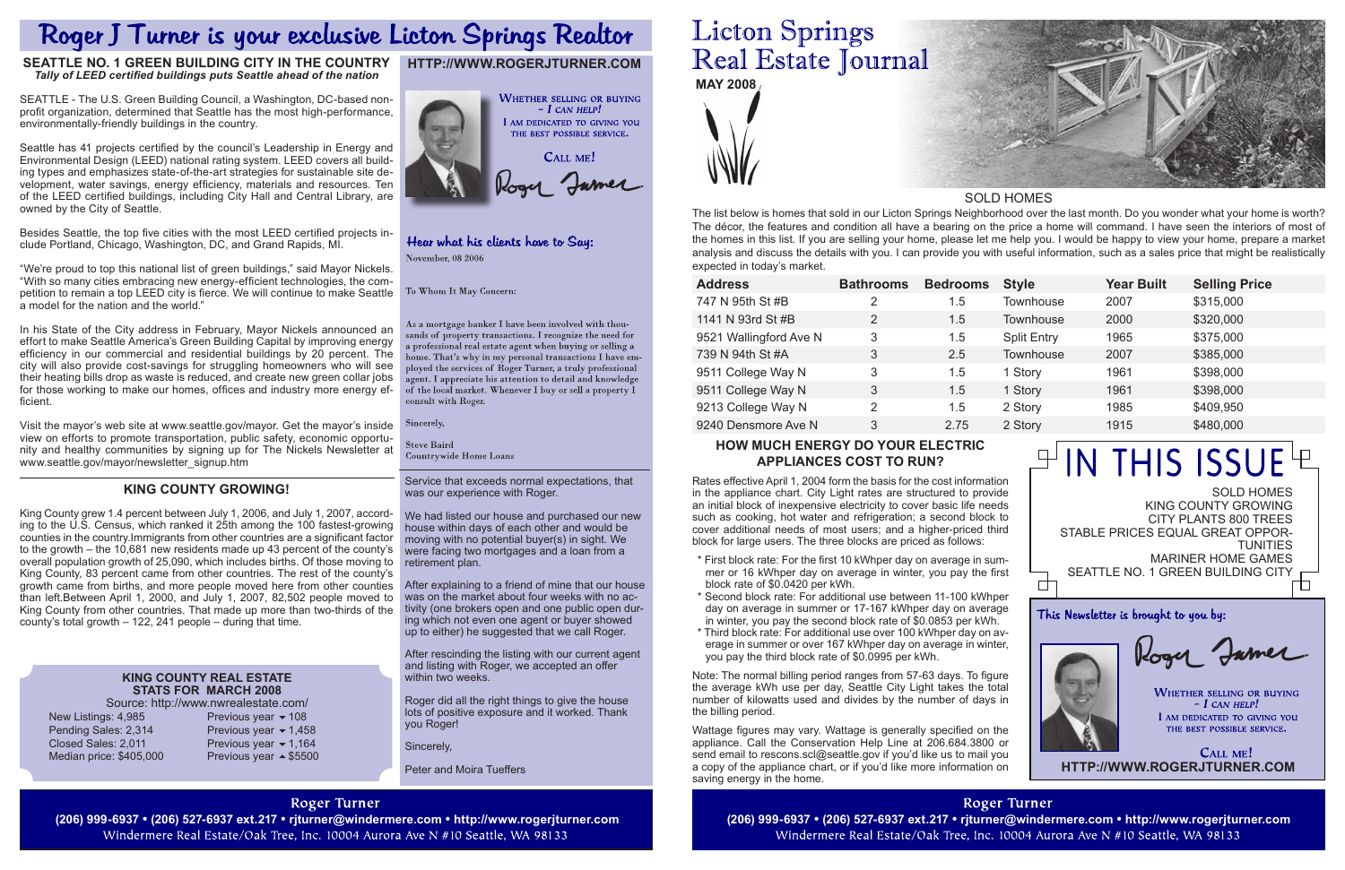# Roger J Turner is your exclusive Licton Springs Realtor

## SEATTLE NO. 1 GREEN BUILDING CITY IN THE COUNTRY

***Tally of LEED certified buildings puts Seattle ahead of the nation***

SEATTLE - The U.S. Green Building Council, a Washington, DC-based non-profit organization, determined that Seattle has the most high-performance, environmentally-friendly buildings in the country.

Seattle has 41 projects certified by the council's Leadership in Energy and Environmental Design (LEED) national rating system. LEED covers all building types and emphasizes state-of-the-art strategies for sustainable site development, water savings, energy efficiency, materials and resources. Ten of the LEED certified buildings, including City Hall and Central Library, are owned by the City of Seattle.

Besides Seattle, the top five cities with the most LEED certified projects include Portland, Chicago, Washington, DC, and Grand Rapids, MI.

"We're proud to top this national list of green buildings," said Mayor Nickels. "With so many cities embracing new energy-efficient technologies, the competition to remain a top LEED city is fierce. We will continue to make Seattle a model for the nation and the world."

In his State of the City address in February, Mayor Nickels announced an effort to make Seattle America's Green Building Capital by improving energy efficiency in our commercial and residential buildings by 20 percent. The city will also provide cost-savings for struggling homeowners who will see their heating bills drop as waste is reduced, and create new green collar jobs for those working to make our homes, offices and industry more energy efficient.

Visit the mayor's web site at www.seattle.gov/mayor. Get the mayor's inside view on efforts to promote transportation, public safety, economic opportunity and healthy communities by signing up for The Nickels Newsletter at www.seattle.gov/mayor/newsletter_signup.htm

## KING COUNTY GROWING!

King County grew 1.4 percent between July 1, 2006, and July 1, 2007, according to the U.S. Census, which ranked it 25th among the 100 fastest-growing counties in the country.Immigrants from other countries are a significant factor to the growth – the 10,681 new residents made up 43 percent of the county's overall population growth of 25,090, which includes births. Of those moving to King County, 83 percent came from other countries. The rest of the county's growth came from births, and more people moved here from other counties than left.Between April 1, 2000, and July 1, 2007, 82,502 people moved to King County from other countries. That made up more than two-thirds of the county's total growth – 122, 241 people – during that time.

### KING COUNTY REAL ESTATE STATS FOR MARCH 2008

Source: http://www.nwrealestate.com/

| | |
|---|---|
| New Listings: 4,985 | Previous year ▼ 108 |
| Pending Sales: 2,314 | Previous year ▼ 1,458 |
| Closed Sales: 2,011 | Previous year ▼ 1,164 |
| Median price: $405,000 | Previous year ▲ $5500 |

## HTTP://WWW.ROGERJTURNER.COM

WHETHER SELLING OR BUYING – *I CAN HELP!*
I AM DEDICATED TO GIVING YOU THE BEST POSSIBLE SERVICE.

CALL ME!

Roger Turner

### Hear what his clients have to Say:

November, 08 2006

To Whom It May Concern:

As a mortgage banker I have been involved with thousands of property transactions. I recognize the need for a professional real estate agent when buying or selling a home. That's why in my personal transactions I have employed the services of Roger Turner, a truly professional agent. I appreciate his attention to detail and knowledge of the local market. Whenever I buy or sell a property I consult with Roger.

Sincerely,

Steve Baird
Countrywide Home Loans

---

Service that exceeds normal expectations, that was our experience with Roger.

We had listed our house and purchased our new house within days of each other and would be moving with no potential buyer(s) in sight. We were facing two mortgages and a loan from a retirement plan.

After explaining to a friend of mine that our house was on the market about four weeks with no activity (two brokers open and one public open during which not even one agent or buyer showed up to either) he suggested that we call Roger.

After rescinding the listing with our current agent and listing with Roger, we accepted an offer within two weeks.

Roger did all the right things to give the house lots of positive exposure and it worked. Thank you Roger!

Sincerely,

Peter and Moira Tueffers

**Roger Turner**
**(206) 999-6937 • (206) 527-6937 ext.217 • rjturner@windermere.com • http://www.rogerjturner.com**
Windermere Real Estate/Oak Tree, Inc. 10004 Aurora Ave N #10 Seattle, WA 98133

# Licton Springs Real Estate Journal

**MAY 2008**

## SOLD HOMES

The list below is homes that sold in our Licton Springs Neighborhood over the last month. Do you wonder what your home is worth? The décor, the features and condition all have a bearing on the price a home will command. I have seen the interiors of most of the homes in this list. If you are selling your home, please let me help you. I would be happy to view your home, prepare a market analysis and discuss the details with you. I can provide you with useful information, such as a sales price that might be realistically expected in today's market.

| Address | Bathrooms | Bedrooms | Style | Year Built | Selling Price |
|---|---|---|---|---|---|
| 747 N 95th St #B | 2 | 1.5 | Townhouse | 2007 | $315,000 |
| 1141 N 93rd St #B | 2 | 1.5 | Townhouse | 2000 | $320,000 |
| 9521 Wallingford Ave N | 3 | 1.5 | Split Entry | 1965 | $375,000 |
| 739 N 94th St #A | 3 | 2.5 | Townhouse | 2007 | $385,000 |
| 9511 College Way N | 3 | 1.5 | 1 Story | 1961 | $398,000 |
| 9511 College Way N | 3 | 1.5 | 1 Story | 1961 | $398,000 |
| 9213 College Way N | 2 | 1.5 | 2 Story | 1985 | $409,950 |
| 9240 Densmore Ave N | 3 | 2.75 | 2 Story | 1915 | $480,000 |

## HOW MUCH ENERGY DO YOUR ELECTRIC APPLIANCES COST TO RUN?

Rates effective April 1, 2004 form the basis for the cost information in the appliance chart. City Light rates are structured to provide an initial block of inexpensive electricity to cover basic life needs such as cooking, hot water and refrigeration; a second block to cover additional needs of most users; and a higher-priced third block for large users. The three blocks are priced as follows:

- First block rate: For the first 10 kWhper day on average in summer or 16 kWhper day on average in winter, you pay the first block rate of $0.0420 per kWh.
- Second block rate: For additional use between 11-100 kWhper day on average in summer or 17-167 kWhper day on average in winter, you pay the second block rate of $0.0853 per kWh.
- Third block rate: For additional use over 100 kWhper day on average in summer or over 167 kWhper day on average in winter, you pay the third block rate of $0.0995 per kWh.

Note: The normal billing period ranges from 57-63 days. To figure the average kWh use per day, Seattle City Light takes the total number of kilowatts used and divides by the number of days in the billing period.

Wattage figures may vary. Wattage is generally specified on the appliance. Call the Conservation Help Line at 206.684.3800 or send email to rescons.scl@seattle.gov if you'd like us to mail you a copy of the appliance chart, or if you'd like more information on saving energy in the home.

## IN THIS ISSUE

SOLD HOMES
KING COUNTY GROWING
CITY PLANTS 800 TREES
STABLE PRICES EQUAL GREAT OPPORTUNITIES
MARINER HOME GAMES
SEATTLE NO. 1 GREEN BUILDING CITY

### This Newsletter is brought to you by:

Roger Turner

WHETHER SELLING OR BUYING – *I CAN HELP!*
I AM DEDICATED TO GIVING YOU THE BEST POSSIBLE SERVICE.

CALL ME!

**HTTP://WWW.ROGERJTURNER.COM**

**Roger Turner**
**(206) 999-6937 • (206) 527-6937 ext.217 • rjturner@windermere.com • http://www.rogerjturner.com**
Windermere Real Estate/Oak Tree, Inc. 10004 Aurora Ave N #10 Seattle, WA 98133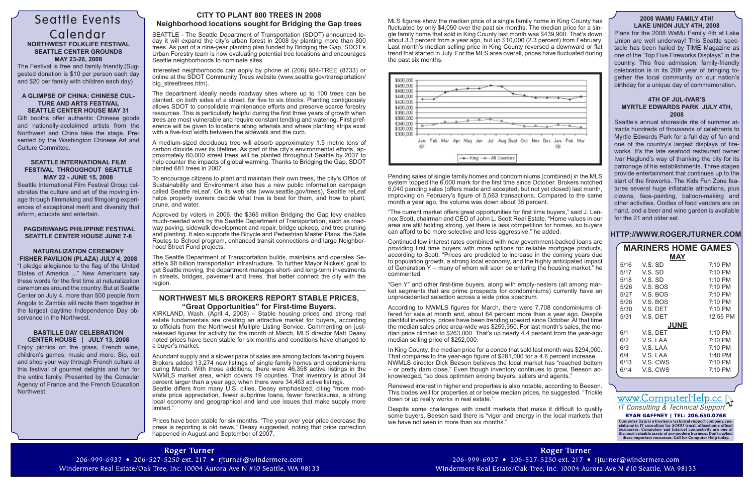# Seattle Events Calendar

### NORTHWEST FOLKLIFE FESTIVAL
### SEATTLE CENTER GROUNDS
### MAY 23-26, 2008

The Festival is free and family friendly.(Suggested donation is $10 per person each day and $20 per family with children each day)

### A GLIMPSE OF CHINA: CHINESE CULTURE AND ARTS FESTIVAL
### SEATTLE CENTER HOUSE MAY 31

Gift booths offer authentic Chinese goods and nationally-acclaimed artists from the Northwest and China take the stage. Presented by the Washington Chinese Art and Culture Committee.

### SEATTLE INTERNATIONAL FILM FESTIVAL THROUGHOUT SEATTLE
### MAY 22 - JUNE 15, 2008

Seattle International Film Festival Group celebrates the culture and art of the moving image through filmmaking and filmgoing experiences of exceptional merit and diversity that inform, educate and entertain.

### PAGDIRIWANG PHILIPPINE FESTIVAL
### SEATTLE CENTER HOUSE JUNE 7-8

### NATURALIZATION CEREMONY
### FISHER PAVILION (PLAZA) JULY 4, 2008

"I pledge allegiance to the flag of the United States of America ..." New Americans say these words for the first time at naturalization ceremonies around the country. But at Seattle Center on July 4, more than 500 people from Angola to Zambia will recite them together in the largest daytime Independence Day observance in the Northwest.

### BASTILLE DAY CELEBRATION
### CENTER HOUSE | JULY 13, 2008

Enjoy picnics on the grass, French wine, children's games, music and more. Sip, eat and shop your way through French culture at this festival of gourmet delights and fun for the entire family. Presented by the Consular Agency of France and the French Education Northwest.

## CITY TO PLANT 800 TREES IN 2008
## Neighborhood locations sought for Bridging the Gap trees

SEATTLE - The Seattle Department of Transportation (SDOT) announced today it will expand the city's urban forest in 2008 by planting more than 800 trees. As part of a nine-year planting plan funded by Bridging the Gap, SDOT's Urban Forestry team is now evaluating potential tree locations and encourages Seattle neighborhoods to nominate sites.

Interested neighborhoods can apply by phone at (206) 684-TREE (8733) or online at the SDOT Community Trees website (www.seattle.gov/transportation/btg_streettrees.htm).

The department ideally needs roadway sites where up to 100 trees can be planted, on both sides of a street, for five to six blocks. Planting contiguously allows SDOT to consolidate maintenance efforts and preserve scarce forestry resources. This is particularly helpful during the first three years of growth when trees are most vulnerable and require constant tending and watering. First preference will be given to locations along arterials and where planting strips exist with a five-foot width between the sidewalk and the curb.

A medium-sized deciduous tree will absorb approximately 1.5 metric tons of carbon dioxide over its lifetime. As part of the city's environmental efforts, approximately 60,000 street trees will be planted throughout Seattle by 2037 to help counter the impacts of global warming. Thanks to Bridging the Gap, SDOT planted 681 trees in 2007.

To encourage citizens to plant and maintain their own trees, the city's Office of Sustainability and Environment also has a new public information campaign called Seattle reLeaf. On its web site (www.seattle.gov/trees), Seattle reLeaf helps property owners decide what tree is best for them, and how to plant, prune, and water.

Approved by voters in 2006, the $365 million Bridging the Gap levy enables much-needed work by the Seattle Department of Transportation, such as roadway paving, sidewalk development and repair, bridge upkeep, and tree pruning and planting. It also supports the Bicycle and Pedestrian Master Plans, the Safe Routes to School program, enhanced transit connections and large Neighborhood Street Fund projects.

The Seattle Department of Transportation builds, maintains and operates Seattle's $8 billion transportation infrastructure. To further Mayor Nickels' goal to get Seattle moving, the department manages short- and long-term investments in streets, bridges, pavement and trees, that better connect the city with the region.

## NORTHWEST MLS BROKERS REPORT STABLE PRICES, "Great Opportunities" for First-time Buyers.

KIRKLAND, Wash. (April 4, 2008) – Stable housing prices and strong real estate fundamentals are creating an attractive market for buyers, according to officials from the Northwest Multiple Listing Service. Commenting on just-released figures for activity for the month of March, MLS director Matt Deasy noted prices have been stable for six months and conditions have changed to a buyer's market.

Abundant supply and a slower pace of sales are among factors favoring buyers. Brokers added 13,274 new listings of single family homes and condominiums during March. With those additions, there were 46,358 active listings in the NWMLS market area, which covers 19 counties. That inventory is about 34 percent larger than a year ago, when there were 34,463 active listings.

Seattle differs from many U.S. cities, Deasy emphasized, citing "more moderate price appreciation, fewer subprime loans, fewer foreclosures, a strong local economy and geographical and land use issues that make supply more limited."

Prices have been stable for six months. "The year over year price decrease the press is reporting is old news," Deasy suggested, noting that price correction happened in August and September of 2007.

MLS figures show the median price of a single family home in King County has fluctuated by only $4,050 over the past six months. The median price for a single family home that sold in King County last month was $439,900. That's down about 3.3 percent from a year ago, but up $10,000 (2.3 percent) from February. Last month's median selling price in King County reversed a downward or flat trend that started in July. For the MLS area overall, prices have fluctuated during the past six months:

$500,000
$480,000
$460,000
$440,000
$420,000
$400,000
$380,000
$360,000
$340,000
$320,000
$300,000
Jan- 07 Feb Mar Apr May Jun Jul Aug Sept Oct Nov Dec Jan- 08 Feb Mar
King — All Counties

Pending sales of single family homes and condominiums (combined) in the MLS system topped the 6,000 mark for the first time since October. Brokers notched 6,040 pending sales (offers made and accepted, but not yet closed) last month, improving on February's figure of 5,563 transactions. Compared to the same month a year ago, the volume was down about 35 percent.

"The current market offers great opportunities for first time buyers," said J. Lennox Scott, chairman and CEO of John L. Scott Real Estate. "Home values in our area are still holding strong, yet there is less competition for homes, so buyers can afford to be more selective and less aggressive," he added.

Continued low interest rates combined with new government-backed loans are providing first time buyers with more options for reliable mortgage products, according to Scott. "Prices are predicted to increase in the coming years due to population growth, a strong local economy, and the highly anticipated impact of Generation Y -- many of whom will soon be entering the housing market," he commented.

"Gen Y" and other first-time buyers, along with empty-nesters (all among market segments that are prime prospects for condominiums) currently have an unprecedented selection across a wide price spectrum.

According to NWMLS figures for March, there were 7,708 condominiums offered for sale at month end, about 64 percent more than a year ago. Despite plentiful inventory, prices have been trending upward since October. At that time the median sales price area-wide was $259,950. For last month's sales, the median price climbed to $263,000. That's up nearly 4.4 percent from the year-ago median selling price of $252,000.

In King County, the median price for a condo that sold last month was $294,000. That compares to the year-ago figure of $281,000 for a 4.6 percent increase. NWMLS director Dick Beeson believes the local market has "reached bottom – or pretty darn close." Even though inventory continues to grow, Beeson acknowledged, "so does optimism among buyers, sellers and agents."

Renewed interest in higher end properties is also notable, according to Beeson. This bodes well for properties at or below median prices, he suggested. "Trickle down or up really works in real estate."

Despite some challenges with credit markets that make it difficult to qualify some buyers, Beeson said there is "vigor and energy in the local markets that we have not seen in more than six months."

### 2008 WAMU FAMILY 4TH!
### LAKE UNION JULY 4TH, 2008

Plans for the 2008 WaMu Family 4th at Lake Union are well underway! This Seattle spectacle has been hailed by TIME Magazine as one of the "Top Five Fireworks Displays" in the country. This free admission, family-friendly celebration is in its 20th year of bringing together the local community on our nation's birthday for a unique day of commemoration.

### 4TH OF JUL-IVAR'S
### MYRTLE EDWARDS PARK JULY 4TH, 2008

Seattle's annual shoreside rite of summer attracts hundreds of thousands of celebrants to Myrtle Edwards Park for a full day of fun and one of the country's largest displays of fireworks. It's the late seafood restaurant owner Ivar Haglund's way of thanking the city for its patronage of his establishments. Three stages provide entertainment that continues up to the start of the fireworks. The Kids Fun Zone features several huge inflatable attractions, plus clowns, face-painting, balloon-making and other activities. Oodles of food vendors are on hand, and a beer and wine garden is available for the 21 and older set.

**HTTP://WWW.ROGERJTURNER.COM**

## MARINERS HOME GAMES

| | | |
|---|---|---|
| **MAY** | | |
| 5/16 | V.S. SD | 7:10 PM |
| 5/17 | V.S. SD | 7:10 PM |
| 5/18 | V.S. SD | 1:10 PM |
| 5/26 | V.S. BOS | 7:10 PM |
| 5/27 | V.S. BOS | 7:10 PM |
| 5/28 | V.S. BOS | 7:10 PM |
| 5/30 | V.S. DET | 7:10 PM |
| 5/31 | V.S. DET | 12:55 PM |
| **JUNE** | | |
| 6/1 | V.S. DET | 1:10 PM |
| 6/2 | V.S. LAA | 7:10 PM |
| 6/3 | V.S. LAA | 7:10 PM |
| 6/4 | V.S. LAA | 1:40 PM |
| 6/13 | V.S. CWS | 7:10 PM |
| 6/14 | V.S. CWS | 7:10 PM |

www.ComputerHelp.cc
IT Consulting & Technical Support
**RYAN GAFFNEY | TEL: 206.650.0768**
Computer Help is a freelance technical support company, specializing in IT consulting for SOHO (small office/home office) businesses. Computers and Internet connectivity are one of the most valuable assets of any modern business. Don't neglect these important resources. Call for Computer Help today.

**Roger Turner**
206-999-6937 • 206-527-5250 ext. 217 • rjturner@windermere.com
Windermere Real Estate/Oak Tree, Inc. 10004 Aurora Ave N #10 Seattle, WA 98133